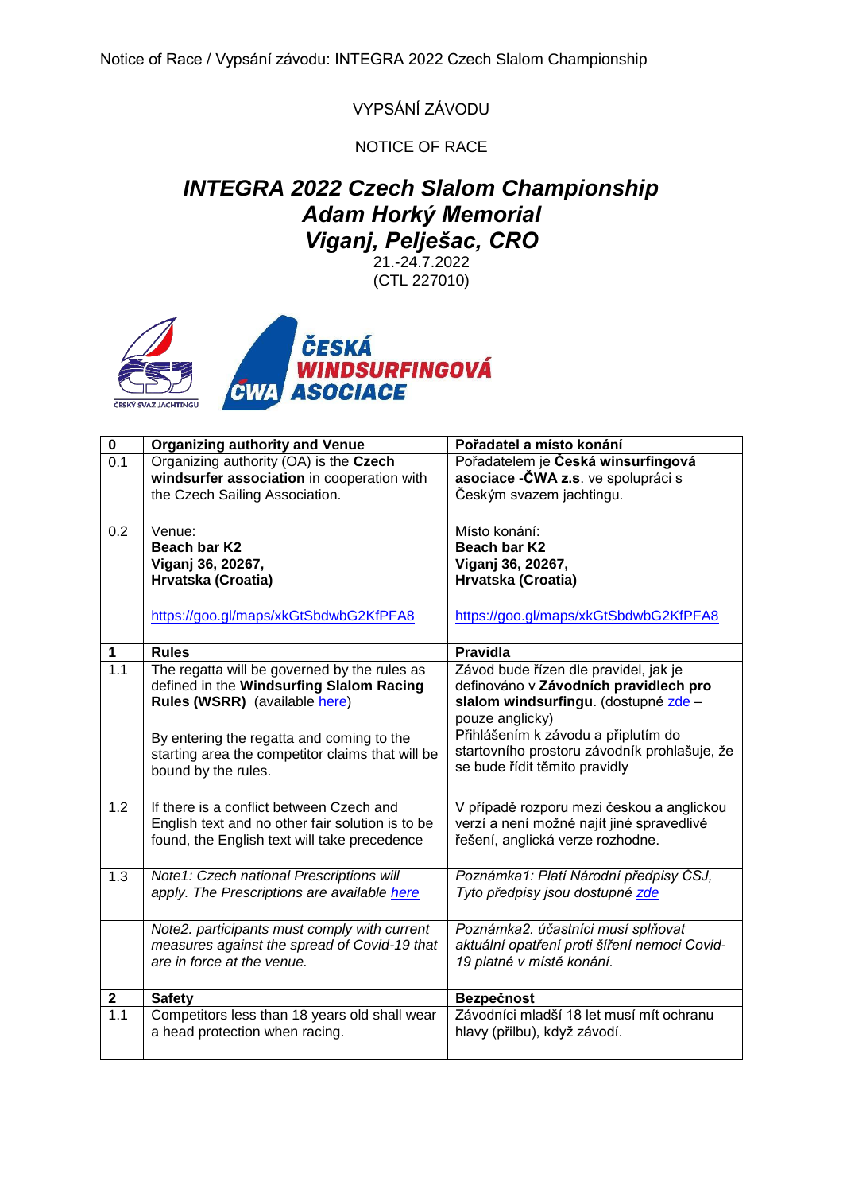VYPSÁNÍ ZÁVODU

NOTICE OF RACE

# *INTEGRA 2022 Czech Slalom Championship*
# *Adam Horký Memorial*
# *Viganj, Pelješac, CRO*

21.-24.7.2022
(CTL 227010)

| **0** | **Organizing authority and Venue** | **Pořadatel a místo konání** |
|---|---|---|
| 0.1 | Organizing authority (OA) is the **Czech windsurfer association** in cooperation with the Czech Sailing Association. | Pořadatelem je **Česká winsurfingová asociace -ČWA z.s**. ve spolupráci s Českým svazem jachtingu. |
| 0.2 | Venue:<br>**Beach bar K2**<br>**Viganj 36, 20267,**<br>**Hrvatska (Croatia)**<br><br>https://goo.gl/maps/xkGtSbdwbG2KfPFA8 | Místo konání:<br>**Beach bar K2**<br>**Viganj 36, 20267,**<br>**Hrvatska (Croatia)**<br><br>https://goo.gl/maps/xkGtSbdwbG2KfPFA8 |
| **1** | **Rules** | **Pravidla** |
| 1.1 | The regatta will be governed by the rules as defined in the **Windsurfing Slalom Racing Rules (WSRR)** (available here)<br><br>By entering the regatta and coming to the starting area the competitor claims that will be bound by the rules. | Závod bude řízen dle pravidel, jak je definováno v **Závodních pravidlech pro slalom windsurfingu**. (dostupné zde – pouze anglicky)<br>Přihlášením k závodu a připlutím do startovního prostoru závodník prohlašuje, že se bude řídit těmito pravidly |
| 1.2 | If there is a conflict between Czech and English text and no other fair solution is to be found, the English text will take precedence | V případě rozporu mezi českou a anglickou verzí a není možné najít jiné spravedlivé řešení, anglická verze rozhodne. |
| 1.3 | *Note1: Czech national Prescriptions will apply. The Prescriptions are available here* | *Poznámka1: Platí Národní předpisy ČSJ, Tyto předpisy jsou dostupné zde* |
| | *Note2. participants must comply with current measures against the spread of Covid-19 that are in force at the venue.* | *Poznámka2. účastníci musí splňovat aktuální opatření proti šíření nemoci Covid-19 platné v místě konání.* |
| **2** | **Safety** | **Bezpečnost** |
| 1.1 | Competitors less than 18 years old shall wear a head protection when racing. | Závodníci mladší 18 let musí mít ochranu hlavy (přilbu), když závodí. |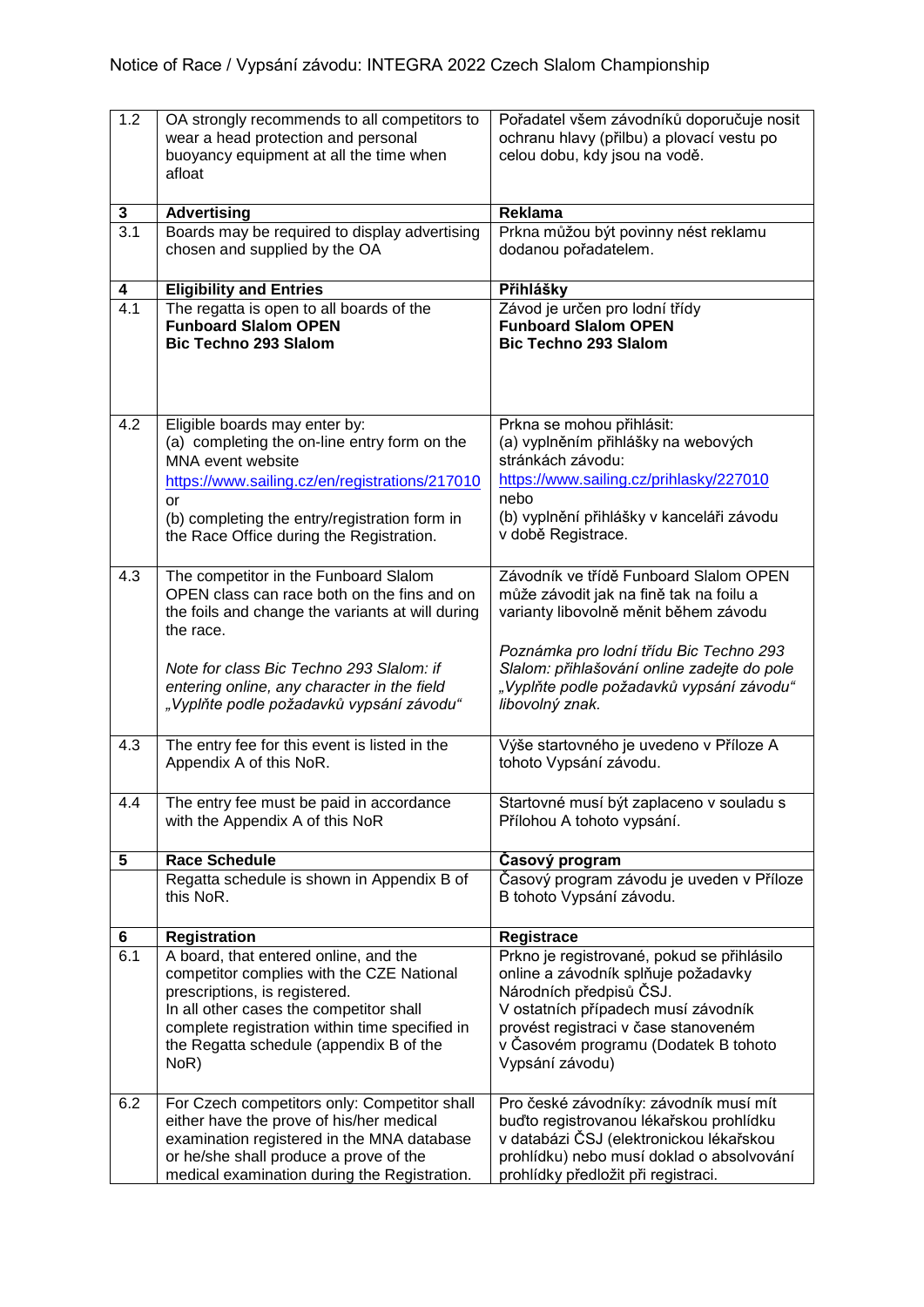Notice of Race / Vypsání závodu: INTEGRA 2022 Czech Slalom Championship

| | | |
|---|---|---|
| 1.2 | OA strongly recommends to all competitors to wear a head protection and personal buoyancy equipment at all the time when afloat | Pořadatel všem závodníků doporučuje nosit ochranu hlavy (přilbu) a plovací vestu po celou dobu, kdy jsou na vodě. |
| **3** | **Advertising** | **Reklama** |
| 3.1 | Boards may be required to display advertising chosen and supplied by the OA | Prkna můžou být povinny nést reklamu dodanou pořadatelem. |
| **4** | **Eligibility and Entries** | **Přihlášky** |
| 4.1 | The regatta is open to all boards of the<br>**Funboard Slalom OPEN**<br>**Bic Techno 293 Slalom** | Závod je určen pro lodní třídy<br>**Funboard Slalom OPEN**<br>**Bic Techno 293 Slalom** |
| 4.2 | Eligible boards may enter by:<br>(a) completing the on-line entry form on the MNA event website<br>https://www.sailing.cz/en/registrations/217010<br>or<br>(b) completing the entry/registration form in the Race Office during the Registration. | Prkna se mohou přihlásit:<br>(a) vyplněním přihlášky na webových stránkách závodu:<br>https://www.sailing.cz/prihlasky/227010<br>nebo<br>(b) vyplnění přihlášky v kanceláři závodu v době Registrace. |
| 4.3 | The competitor in the Funboard Slalom OPEN class can race both on the fins and on the foils and change the variants at will during the race.<br><br>*Note for class Bic Techno 293 Slalom: if entering online, any character in the field „Vyplňte podle požadavků vypsání závodu“* | Závodník ve třídě Funboard Slalom OPEN může závodit jak na fině tak na foilu a varianty libovolně měnit během závodu<br><br>*Poznámka pro lodní třídu Bic Techno 293 Slalom: přihlašování online zadejte do pole „Vyplňte podle požadavků vypsání závodu“ libovolný znak.* |
| 4.3 | The entry fee for this event is listed in the Appendix A of this NoR. | Výše startovného je uvedeno v Příloze A tohoto Vypsání závodu. |
| 4.4 | The entry fee must be paid in accordance with the Appendix A of this NoR | Startovné musí být zaplaceno v souladu s Přílohou A tohoto vypsání. |
| **5** | **Race Schedule** | **Časový program** |
| | Regatta schedule is shown in Appendix B of this NoR. | Časový program závodu je uveden v Příloze B tohoto Vypsání závodu. |
| **6** | **Registration** | **Registrace** |
| 6.1 | A board, that entered online, and the competitor complies with the CZE National prescriptions, is registered.<br>In all other cases the competitor shall complete registration within time specified in the Regatta schedule (appendix B of the NoR) | Prkno je registrované, pokud se přihlásilo online a závodník splňuje požadavky Národních předpisů ČSJ.<br>V ostatních případech musí závodník provést registraci v čase stanoveném v Časovém programu (Dodatek B tohoto Vypsání závodu) |
| 6.2 | For Czech competitors only: Competitor shall either have the prove of his/her medical examination registered in the MNA database or he/she shall produce a prove of the medical examination during the Registration. | Pro české závodníky: závodník musí mít buďto registrovanou lékařskou prohlídku v databázi ČSJ (elektronickou lékařskou prohlídku) nebo musí doklad o absolvování prohlídky předložit při registraci. |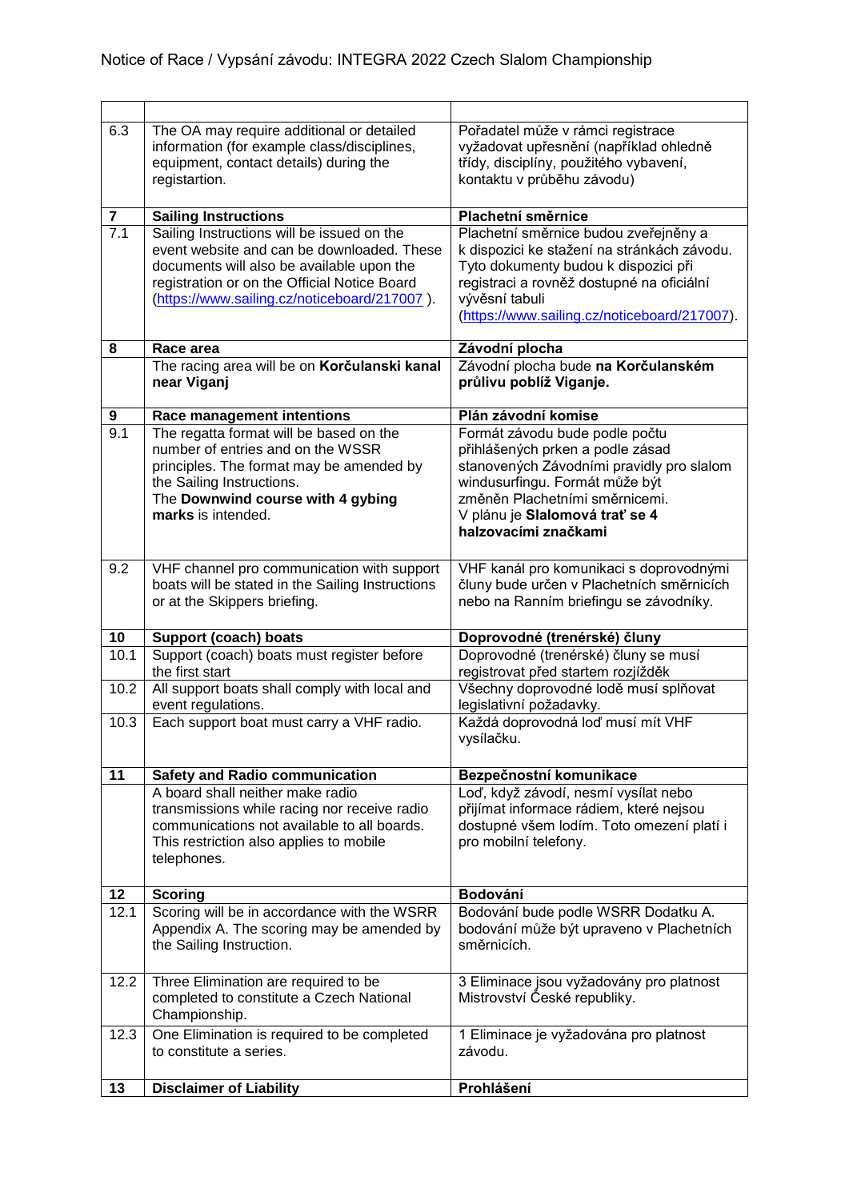| | | |
|---|---|---|
| 6.3 | The OA may require additional or detailed information (for example class/disciplines, equipment, contact details) during the registartion. | Pořadatel může v rámci registrace vyžadovat upřesnění (například ohledně třídy, disciplíny, použitého vybavení, kontaktu v průběhu závodu) |
| **7** | **Sailing Instructions** | **Plachetní směrnice** |
| 7.1 | Sailing Instructions will be issued on the event website and can be downloaded. These documents will also be available upon the registration or on the Official Notice Board (https://www.sailing.cz/noticeboard/217007 ). | Plachetní směrnice budou zveřejněny a k dispozici ke stažení na stránkách závodu. Tyto dokumenty budou k dispozici při registraci a rovněž dostupné na oficiální vývěsní tabuli (https://www.sailing.cz/noticeboard/217007). |
| **8** | **Race area** | **Závodní plocha** |
| | The racing area will be on **Korčulanski kanal near Viganj** | Závodní plocha bude **na Korčulanském průlivu poblíž Viganje.** |
| **9** | **Race management intentions** | **Plán závodní komise** |
| 9.1 | The regatta format will be based on the number of entries and on the WSSR principles. The format may be amended by the Sailing Instructions.<br>The **Downwind course with 4 gybing marks** is intended. | Formát závodu bude podle počtu přihlášených prken a podle zásad stanovených Závodními pravidly pro slalom windusurfingu. Formát může být změněn Plachetními směrnicemi.<br>V plánu je **Slalomová trať se 4 halzovacími značkami** |
| 9.2 | VHF channel pro communication with support boats will be stated in the Sailing Instructions or at the Skippers briefing. | VHF kanál pro komunikaci s doprovodnými čluny bude určen v Plachetních směrnicích nebo na Ranním briefingu se závodníky. |
| **10** | **Support (coach) boats** | **Doprovodné (trenérské) čluny** |
| 10.1 | Support (coach) boats must register before the first start | Doprovodné (trenérské) čluny se musí registrovat před startem rozjížděk |
| 10.2 | All support boats shall comply with local and event regulations. | Všechny doprovodné lodě musí splňovat legislativní požadavky. |
| 10.3 | Each support boat must carry a VHF radio. | Každá doprovodná loď musí mít VHF vysílačku. |
| **11** | **Safety and Radio communication** | **Bezpečnostní komunikace** |
| | A board shall neither make radio transmissions while racing nor receive radio communications not available to all boards. This restriction also applies to mobile telephones. | Loď, když závodí, nesmí vysílat nebo přijímat informace rádiem, které nejsou dostupné všem lodím. Toto omezení platí i pro mobilní telefony. |
| **12** | **Scoring** | **Bodování** |
| 12.1 | Scoring will be in accordance with the WSRR Appendix A. The scoring may be amended by the Sailing Instruction. | Bodování bude podle WSRR Dodatku A. bodování může být upraveno v Plachetních směrnicích. |
| 12.2 | Three Elimination are required to be completed to constitute a Czech National Championship. | 3 Eliminace jsou vyžadovány pro platnost Mistrovství České republiky. |
| 12.3 | One Elimination is required to be completed to constitute a series. | 1 Eliminace je vyžadována pro platnost závodu. |
| **13** | **Disclaimer of Liability** | **Prohlášení** |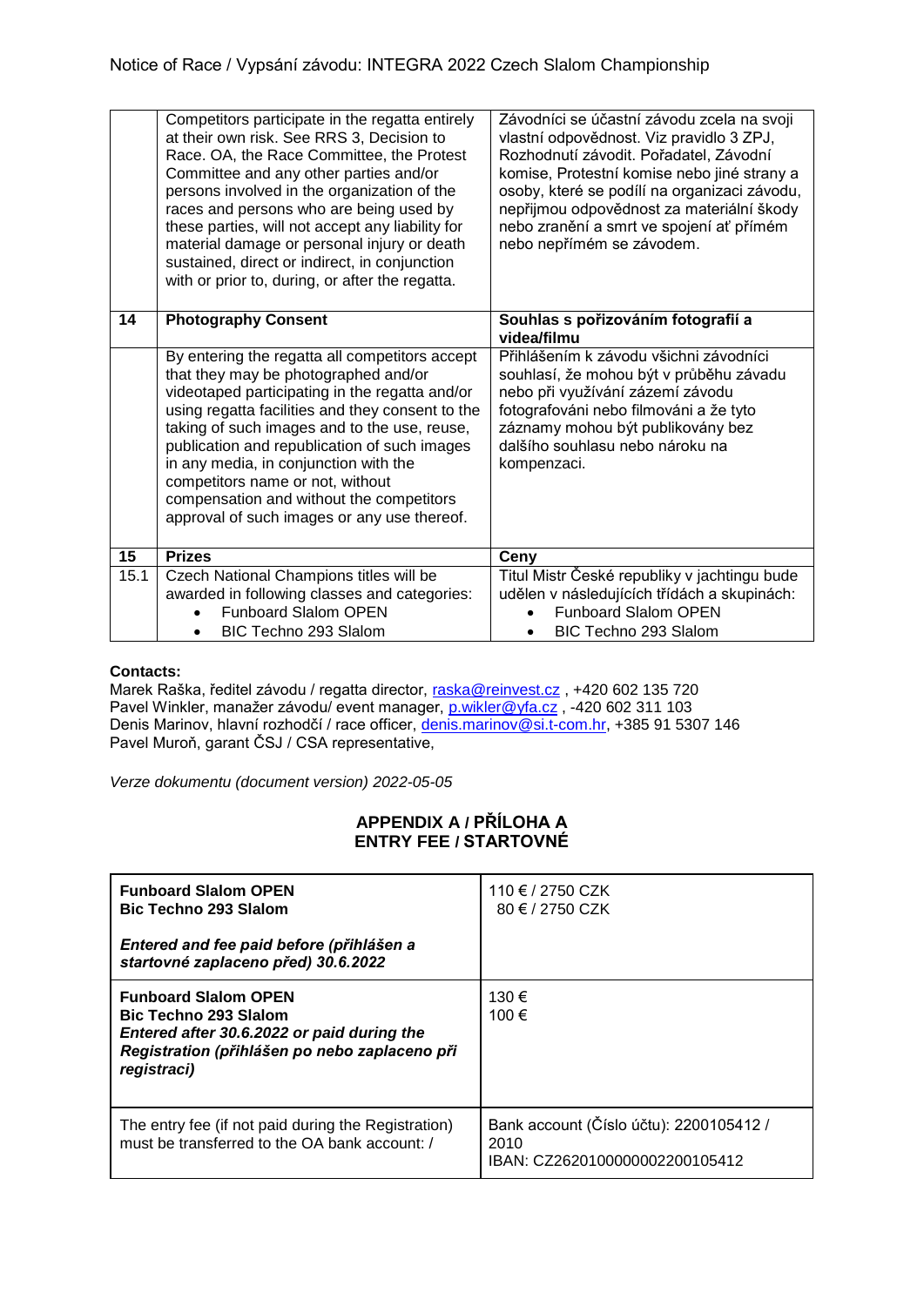| | | |
|---|---|---|
| | Competitors participate in the regatta entirely at their own risk. See RRS 3, Decision to Race. OA, the Race Committee, the Protest Committee and any other parties and/or persons involved in the organization of the races and persons who are being used by these parties, will not accept any liability for material damage or personal injury or death sustained, direct or indirect, in conjunction with or prior to, during, or after the regatta. | Závodníci se účastní závodu zcela na svoji vlastní odpovědnost. Viz pravidlo 3 ZPJ, Rozhodnutí závodit. Pořadatel, Závodní komise, Protestní komise nebo jiné strany a osoby, které se podílí na organizaci závodu, nepřijmou odpovědnost za materiální škody nebo zranění a smrt ve spojení ať přímém nebo nepřímém se závodem. |
| **14** | **Photography Consent** | **Souhlas s pořizováním fotografií a videa/filmu** |
| | By entering the regatta all competitors accept that they may be photographed and/or videotaped participating in the regatta and/or using regatta facilities and they consent to the taking of such images and to the use, reuse, publication and republication of such images in any media, in conjunction with the competitors name or not, without compensation and without the competitors approval of such images or any use thereof. | Přihlášením k závodu všichni závodníci souhlasí, že mohou být v průběhu závadu nebo při využívání zázemí závodu fotografováni nebo filmováni a že tyto záznamy mohou být publikovány bez dalšího souhlasu nebo nároku na kompenzaci. |
| **15** | **Prizes** | **Ceny** |
| 15.1 | Czech National Champions titles will be awarded in following classes and categories:<br>• Funboard Slalom OPEN<br>• BIC Techno 293 Slalom | Titul Mistr České republiky v jachtingu bude udělen v následujících třídách a skupinách:<br>• Funboard Slalom OPEN<br>• BIC Techno 293 Slalom |

**Contacts:**

Marek Raška, ředitel závodu / regatta director, raska@reinvest.cz , +420 602 135 720
Pavel Winkler, manažer závodu/ event manager, p.wikler@yfa.cz , -420 602 311 103
Denis Marinov, hlavní rozhodčí / race officer, denis.marinov@si.t-com.hr, +385 91 5307 146
Pavel Muroň, garant ČSJ / CSA representative,

*Verze dokumentu (document version) 2022-05-05*

## APPENDIX A / PŘÍLOHA A
## ENTRY FEE / STARTOVNÉ

| | |
|---|---|
| **Funboard Slalom OPEN**<br>**Bic Techno 293 Slalom**<br><br>***Entered and fee paid before (přihlášen a startovné zaplaceno před) 30.6.2022*** | 110 € / 2750 CZK<br>80 € / 2750 CZK |
| **Funboard Slalom OPEN**<br>**Bic Techno 293 Slalom**<br>***Entered after 30.6.2022 or paid during the Registration (přihlášen po nebo zaplaceno při registraci)*** | 130 €<br>100 € |
| The entry fee (if not paid during the Registration) must be transferred to the OA bank account: / | Bank account (Číslo účtu): 2200105412 / 2010<br>IBAN: CZ2620100000002200105412 |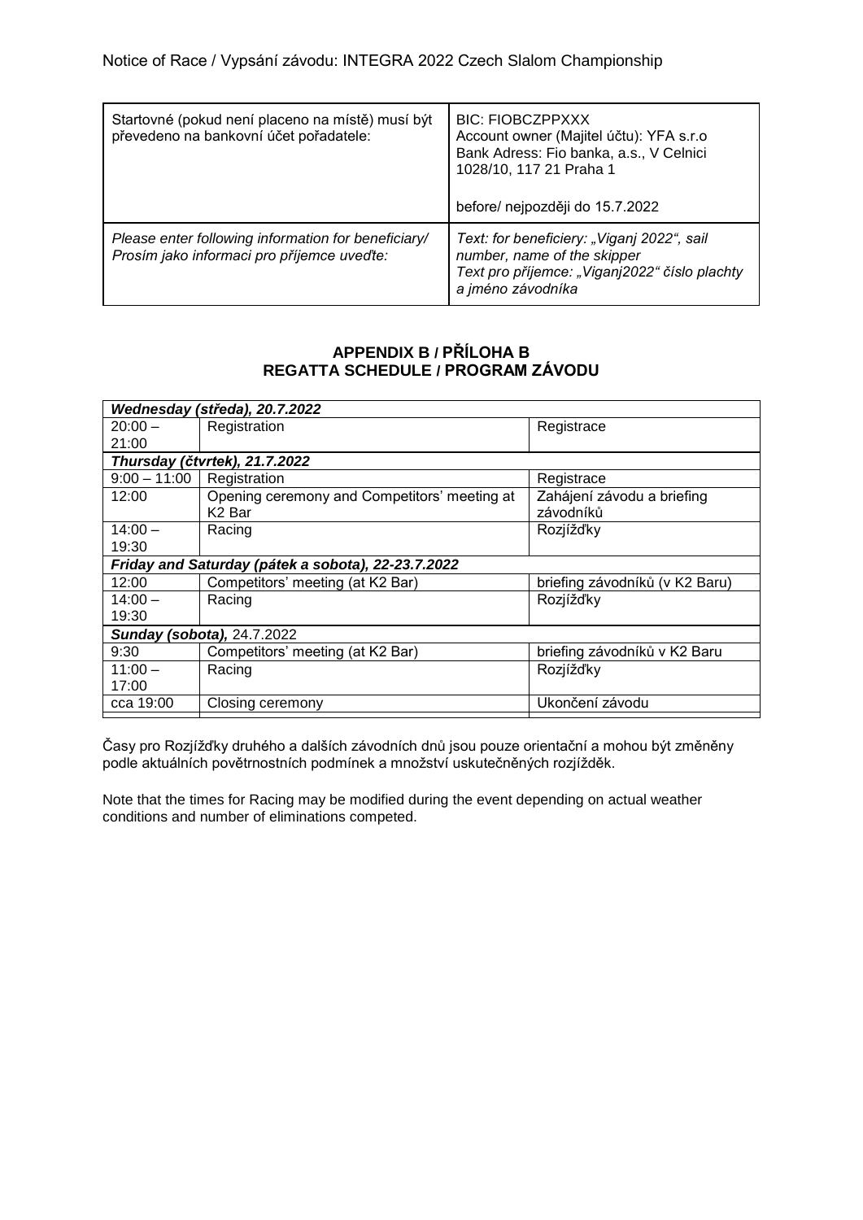| | |
|---|---|
| Startovné (pokud není placeno na místě) musí být převedeno na bankovní účet pořadatele: | BIC: FIOBCZPPXXX<br>Account owner (Majitel účtu): YFA s.r.o<br>Bank Adress: Fio banka, a.s., V Celnici 1028/10, 117 21 Praha 1<br><br>before/ nejpozději do 15.7.2022 |
| *Please enter following information for beneficiary/ Prosím jako informaci pro příjemce uveďte:* | *Text: for beneficiery: „Viganj 2022", sail number, name of the skipper*<br>*Text pro příjemce: „Viganj2022" číslo plachty a jméno závodníka* |

## APPENDIX B / PŘÍLOHA B
## REGATTA SCHEDULE / PROGRAM ZÁVODU

| | | |
|---|---|---|
| ***Wednesday (středa), 20.7.2022*** | | |
| 20:00 – 21:00 | Registration | Registrace |
| ***Thursday (čtvrtek), 21.7.2022*** | | |
| 9:00 – 11:00 | Registration | Registrace |
| 12:00 | Opening ceremony and Competitors' meeting at K2 Bar | Zahájení závodu a briefing závodníků |
| 14:00 – 19:30 | Racing | Rozjížďky |
| ***Friday and Saturday (pátek a sobota), 22-23.7.2022*** | | |
| 12:00 | Competitors' meeting (at K2 Bar) | briefing závodníků (v K2 Baru) |
| 14:00 – 19:30 | Racing | Rozjížďky |
| ***Sunday (sobota),*** 24.7.2022 | | |
| 9:30 | Competitors' meeting (at K2 Bar) | briefing závodníků v K2 Baru |
| 11:00 – 17:00 | Racing | Rozjížďky |
| cca 19:00 | Closing ceremony | Ukončení závodu |

Časy pro Rozjížďky druhého a dalších závodních dnů jsou pouze orientační a mohou být změněny podle aktuálních povětrnostních podmínek a množství uskutečněných rozjížděk.

Note that the times for Racing may be modified during the event depending on actual weather conditions and number of eliminations competed.